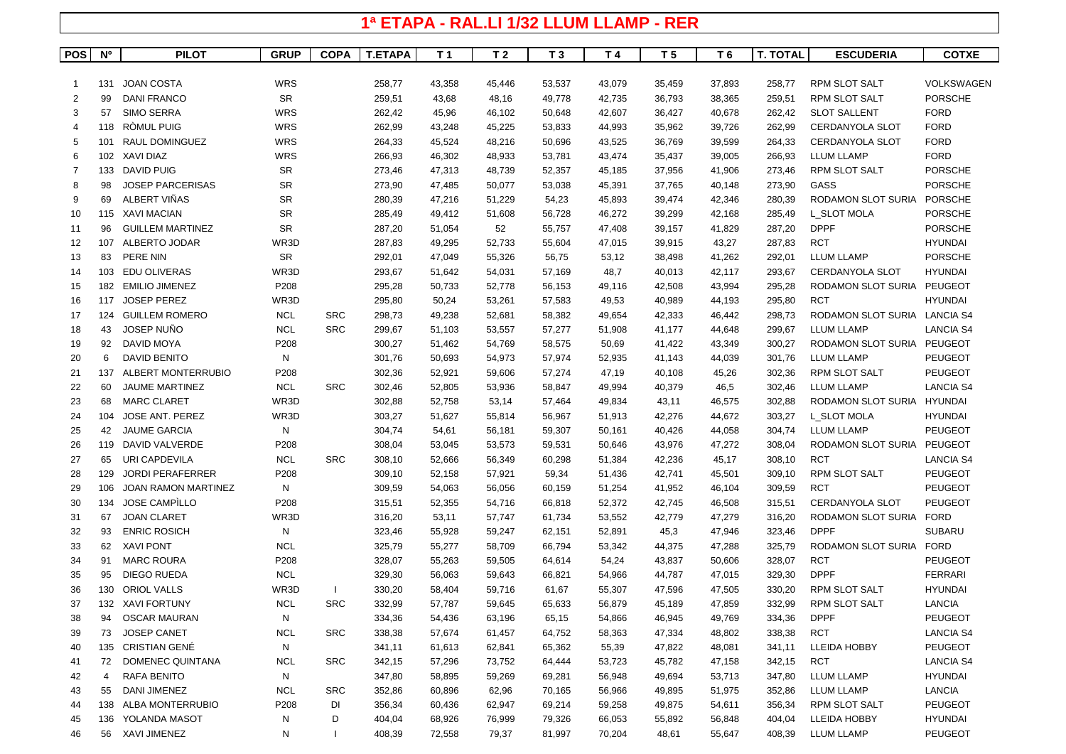# 1ª ETAPA - RAL.LI 1/32 LLUM LLAMP - RER

| POS | Nº | PILOT | GRUP | COPA | T.ETAPA | T 1 | T 2 | T 3 | T 4 | T 5 | T 6 | T. TOTAL | ESCUDERIA | COTXE |
|---|---|---|---|---|---|---|---|---|---|---|---|---|---|---|
| 1 | 131 | JOAN COSTA | WRS | | 258,77 | 43,358 | 45,446 | 53,537 | 43,079 | 35,459 | 37,893 | 258,77 | RPM SLOT SALT | VOLKSWAGEN |
| 2 | 99 | DANI FRANCO | SR | | 259,51 | 43,68 | 48,16 | 49,778 | 42,735 | 36,793 | 38,365 | 259,51 | RPM SLOT SALT | PORSCHE |
| 3 | 57 | SIMO SERRA | WRS | | 262,42 | 45,96 | 46,102 | 50,648 | 42,607 | 36,427 | 40,678 | 262,42 | SLOT SALLENT | FORD |
| 4 | 118 | RÒMUL PUIG | WRS | | 262,99 | 43,248 | 45,225 | 53,833 | 44,993 | 35,962 | 39,726 | 262,99 | CERDANYOLA SLOT | FORD |
| 5 | 101 | RAUL DOMINGUEZ | WRS | | 264,33 | 45,524 | 48,216 | 50,696 | 43,525 | 36,769 | 39,599 | 264,33 | CERDANYOLA SLOT | FORD |
| 6 | 102 | XAVI DIAZ | WRS | | 266,93 | 46,302 | 48,933 | 53,781 | 43,474 | 35,437 | 39,005 | 266,93 | LLUM LLAMP | FORD |
| 7 | 133 | DAVID PUIG | SR | | 273,46 | 47,313 | 48,739 | 52,357 | 45,185 | 37,956 | 41,906 | 273,46 | RPM SLOT SALT | PORSCHE |
| 8 | 98 | JOSEP PARCERISAS | SR | | 273,90 | 47,485 | 50,077 | 53,038 | 45,391 | 37,765 | 40,148 | 273,90 | GASS | PORSCHE |
| 9 | 69 | ALBERT VIÑAS | SR | | 280,39 | 47,216 | 51,229 | 54,23 | 45,893 | 39,474 | 42,346 | 280,39 | RODAMON SLOT SURIA | PORSCHE |
| 10 | 115 | XAVI MACIAN | SR | | 285,49 | 49,412 | 51,608 | 56,728 | 46,272 | 39,299 | 42,168 | 285,49 | L_SLOT MOLA | PORSCHE |
| 11 | 96 | GUILLEM MARTINEZ | SR | | 287,20 | 51,054 | 52 | 55,757 | 47,408 | 39,157 | 41,829 | 287,20 | DPPF | PORSCHE |
| 12 | 107 | ALBERTO JODAR | WR3D | | 287,83 | 49,295 | 52,733 | 55,604 | 47,015 | 39,915 | 43,27 | 287,83 | RCT | HYUNDAI |
| 13 | 83 | PERE NIN | SR | | 292,01 | 47,049 | 55,326 | 56,75 | 53,12 | 38,498 | 41,262 | 292,01 | LLUM LLAMP | PORSCHE |
| 14 | 103 | EDU OLIVERAS | WR3D | | 293,67 | 51,642 | 54,031 | 57,169 | 48,7 | 40,013 | 42,117 | 293,67 | CERDANYOLA SLOT | HYUNDAI |
| 15 | 182 | EMILIO JIMENEZ | P208 | | 295,28 | 50,733 | 52,778 | 56,153 | 49,116 | 42,508 | 43,994 | 295,28 | RODAMON SLOT SURIA | PEUGEOT |
| 16 | 117 | JOSEP PEREZ | WR3D | | 295,80 | 50,24 | 53,261 | 57,583 | 49,53 | 40,989 | 44,193 | 295,80 | RCT | HYUNDAI |
| 17 | 124 | GUILLEM ROMERO | NCL | SRC | 298,73 | 49,238 | 52,681 | 58,382 | 49,654 | 42,333 | 46,442 | 298,73 | RODAMON SLOT SURIA | LANCIA S4 |
| 18 | 43 | JOSEP NUÑO | NCL | SRC | 299,67 | 51,103 | 53,557 | 57,277 | 51,908 | 41,177 | 44,648 | 299,67 | LLUM LLAMP | LANCIA S4 |
| 19 | 92 | DAVID MOYA | P208 | | 300,27 | 51,462 | 54,769 | 58,575 | 50,69 | 41,422 | 43,349 | 300,27 | RODAMON SLOT SURIA | PEUGEOT |
| 20 | 6 | DAVID BENITO | N | | 301,76 | 50,693 | 54,973 | 57,974 | 52,935 | 41,143 | 44,039 | 301,76 | LLUM LLAMP | PEUGEOT |
| 21 | 137 | ALBERT MONTERRUBIO | P208 | | 302,36 | 52,921 | 59,606 | 57,274 | 47,19 | 40,108 | 45,26 | 302,36 | RPM SLOT SALT | PEUGEOT |
| 22 | 60 | JAUME MARTINEZ | NCL | SRC | 302,46 | 52,805 | 53,936 | 58,847 | 49,994 | 40,379 | 46,5 | 302,46 | LLUM LLAMP | LANCIA S4 |
| 23 | 68 | MARC CLARET | WR3D | | 302,88 | 52,758 | 53,14 | 57,464 | 49,834 | 43,11 | 46,575 | 302,88 | RODAMON SLOT SURIA | HYUNDAI |
| 24 | 104 | JOSE ANT. PEREZ | WR3D | | 303,27 | 51,627 | 55,814 | 56,967 | 51,913 | 42,276 | 44,672 | 303,27 | L_SLOT MOLA | HYUNDAI |
| 25 | 42 | JAUME GARCIA | N | | 304,74 | 54,61 | 56,181 | 59,307 | 50,161 | 40,426 | 44,058 | 304,74 | LLUM LLAMP | PEUGEOT |
| 26 | 119 | DAVID VALVERDE | P208 | | 308,04 | 53,045 | 53,573 | 59,531 | 50,646 | 43,976 | 47,272 | 308,04 | RODAMON SLOT SURIA | PEUGEOT |
| 27 | 65 | URI CAPDEVILA | NCL | SRC | 308,10 | 52,666 | 56,349 | 60,298 | 51,384 | 42,236 | 45,17 | 308,10 | RCT | LANCIA S4 |
| 28 | 129 | JORDI PERAFERRER | P208 | | 309,10 | 52,158 | 57,921 | 59,34 | 51,436 | 42,741 | 45,501 | 309,10 | RPM SLOT SALT | PEUGEOT |
| 29 | 106 | JOAN RAMON MARTINEZ | N | | 309,59 | 54,063 | 56,056 | 60,159 | 51,254 | 41,952 | 46,104 | 309,59 | RCT | PEUGEOT |
| 30 | 134 | JOSE CAMPÌLLO | P208 | | 315,51 | 52,355 | 54,716 | 66,818 | 52,372 | 42,745 | 46,508 | 315,51 | CERDANYOLA SLOT | PEUGEOT |
| 31 | 67 | JOAN CLARET | WR3D | | 316,20 | 53,11 | 57,747 | 61,734 | 53,552 | 42,779 | 47,279 | 316,20 | RODAMON SLOT SURIA | FORD |
| 32 | 93 | ENRIC ROSICH | N | | 323,46 | 55,928 | 59,247 | 62,151 | 52,891 | 45,3 | 47,946 | 323,46 | DPPF | SUBARU |
| 33 | 62 | XAVI PONT | NCL | | 325,79 | 55,277 | 58,709 | 66,794 | 53,342 | 44,375 | 47,288 | 325,79 | RODAMON SLOT SURIA | FORD |
| 34 | 91 | MARC ROURA | P208 | | 328,07 | 55,263 | 59,505 | 64,614 | 54,24 | 43,837 | 50,606 | 328,07 | RCT | PEUGEOT |
| 35 | 95 | DIEGO RUEDA | NCL | | 329,30 | 56,063 | 59,643 | 66,821 | 54,966 | 44,787 | 47,015 | 329,30 | DPPF | FERRARI |
| 36 | 130 | ORIOL VALLS | WR3D | I | 330,20 | 58,404 | 59,716 | 61,67 | 55,307 | 47,596 | 47,505 | 330,20 | RPM SLOT SALT | HYUNDAI |
| 37 | 132 | XAVI FORTUNY | NCL | SRC | 332,99 | 57,787 | 59,645 | 65,633 | 56,879 | 45,189 | 47,859 | 332,99 | RPM SLOT SALT | LANCIA |
| 38 | 94 | OSCAR MAURAN | N | | 334,36 | 54,436 | 63,196 | 65,15 | 54,866 | 46,945 | 49,769 | 334,36 | DPPF | PEUGEOT |
| 39 | 73 | JOSEP CANET | NCL | SRC | 338,38 | 57,674 | 61,457 | 64,752 | 58,363 | 47,334 | 48,802 | 338,38 | RCT | LANCIA S4 |
| 40 | 135 | CRISTIAN GENÉ | N | | 341,11 | 61,613 | 62,841 | 65,362 | 55,39 | 47,822 | 48,081 | 341,11 | LLEIDA HOBBY | PEUGEOT |
| 41 | 72 | DOMENEC QUINTANA | NCL | SRC | 342,15 | 57,296 | 73,752 | 64,444 | 53,723 | 45,782 | 47,158 | 342,15 | RCT | LANCIA S4 |
| 42 | 4 | RAFA BENITO | N | | 347,80 | 58,895 | 59,269 | 69,281 | 56,948 | 49,694 | 53,713 | 347,80 | LLUM LLAMP | HYUNDAI |
| 43 | 55 | DANI JIMENEZ | NCL | SRC | 352,86 | 60,896 | 62,96 | 70,165 | 56,966 | 49,895 | 51,975 | 352,86 | LLUM LLAMP | LANCIA |
| 44 | 138 | ALBA MONTERRUBIO | P208 | DI | 356,34 | 60,436 | 62,947 | 69,214 | 59,258 | 49,875 | 54,611 | 356,34 | RPM SLOT SALT | PEUGEOT |
| 45 | 136 | YOLANDA MASOT | N | D | 404,04 | 68,926 | 76,999 | 79,326 | 66,053 | 55,892 | 56,848 | 404,04 | LLEIDA HOBBY | HYUNDAI |
| 46 | 56 | XAVI JIMENEZ | N | I | 408,39 | 72,558 | 79,37 | 81,997 | 70,204 | 48,61 | 55,647 | 408,39 | LLUM LLAMP | PEUGEOT |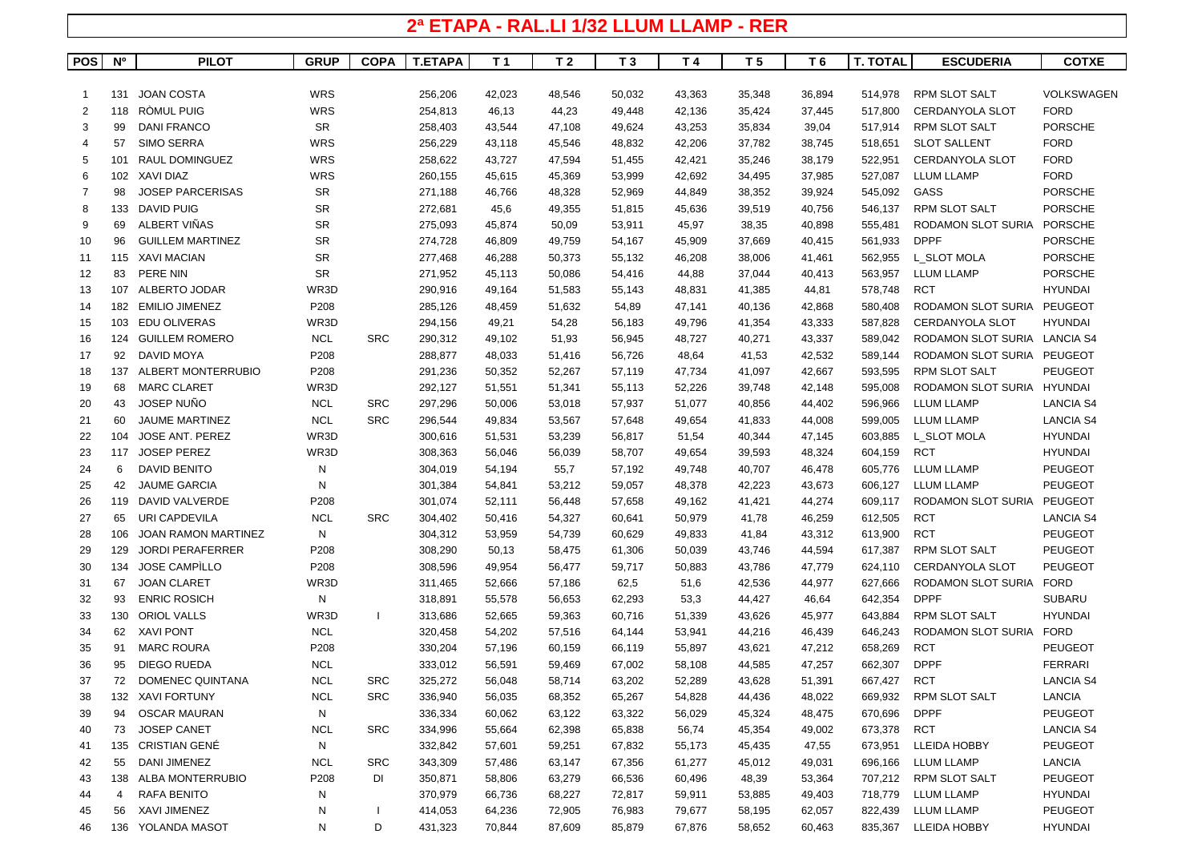# 2ª ETAPA - RAL.LI 1/32 LLUM LLAMP - RER

| POS | Nº | PILOT | GRUP | COPA | T.ETAPA | T 1 | T 2 | T 3 | T 4 | T 5 | T 6 | T. TOTAL | ESCUDERIA | COTXE |
|---|---|---|---|---|---|---|---|---|---|---|---|---|---|---|
| 1 | 131 | JOAN COSTA | WRS | | 256,206 | 42,023 | 48,546 | 50,032 | 43,363 | 35,348 | 36,894 | 514,978 | RPM SLOT SALT | VOLKSWAGEN |
| 2 | 118 | RÒMUL PUIG | WRS | | 254,813 | 46,13 | 44,23 | 49,448 | 42,136 | 35,424 | 37,445 | 517,800 | CERDANYOLA SLOT | FORD |
| 3 | 99 | DANI FRANCO | SR | | 258,403 | 43,544 | 47,108 | 49,624 | 43,253 | 35,834 | 39,04 | 517,914 | RPM SLOT SALT | PORSCHE |
| 4 | 57 | SIMO SERRA | WRS | | 256,229 | 43,118 | 45,546 | 48,832 | 42,206 | 37,782 | 38,745 | 518,651 | SLOT SALLENT | FORD |
| 5 | 101 | RAUL DOMINGUEZ | WRS | | 258,622 | 43,727 | 47,594 | 51,455 | 42,421 | 35,246 | 38,179 | 522,951 | CERDANYOLA SLOT | FORD |
| 6 | 102 | XAVI DIAZ | WRS | | 260,155 | 45,615 | 45,369 | 53,999 | 42,692 | 34,495 | 37,985 | 527,087 | LLUM LLAMP | FORD |
| 7 | 98 | JOSEP PARCERISAS | SR | | 271,188 | 46,766 | 48,328 | 52,969 | 44,849 | 38,352 | 39,924 | 545,092 | GASS | PORSCHE |
| 8 | 133 | DAVID PUIG | SR | | 272,681 | 45,6 | 49,355 | 51,815 | 45,636 | 39,519 | 40,756 | 546,137 | RPM SLOT SALT | PORSCHE |
| 9 | 69 | ALBERT VIÑAS | SR | | 275,093 | 45,874 | 50,09 | 53,911 | 45,97 | 38,35 | 40,898 | 555,481 | RODAMON SLOT SURIA | PORSCHE |
| 10 | 96 | GUILLEM MARTINEZ | SR | | 274,728 | 46,809 | 49,759 | 54,167 | 45,909 | 37,669 | 40,415 | 561,933 | DPPF | PORSCHE |
| 11 | 115 | XAVI MACIAN | SR | | 277,468 | 46,288 | 50,373 | 55,132 | 46,208 | 38,006 | 41,461 | 562,955 | L_SLOT MOLA | PORSCHE |
| 12 | 83 | PERE NIN | SR | | 271,952 | 45,113 | 50,086 | 54,416 | 44,88 | 37,044 | 40,413 | 563,957 | LLUM LLAMP | PORSCHE |
| 13 | 107 | ALBERTO JODAR | WR3D | | 290,916 | 49,164 | 51,583 | 55,143 | 48,831 | 41,385 | 44,81 | 578,748 | RCT | HYUNDAI |
| 14 | 182 | EMILIO JIMENEZ | P208 | | 285,126 | 48,459 | 51,632 | 54,89 | 47,141 | 40,136 | 42,868 | 580,408 | RODAMON SLOT SURIA | PEUGEOT |
| 15 | 103 | EDU OLIVERAS | WR3D | | 294,156 | 49,21 | 54,28 | 56,183 | 49,796 | 41,354 | 43,333 | 587,828 | CERDANYOLA SLOT | HYUNDAI |
| 16 | 124 | GUILLEM ROMERO | NCL | SRC | 290,312 | 49,102 | 51,93 | 56,945 | 48,727 | 40,271 | 43,337 | 589,042 | RODAMON SLOT SURIA | LANCIA S4 |
| 17 | 92 | DAVID MOYA | P208 | | 288,877 | 48,033 | 51,416 | 56,726 | 48,64 | 41,53 | 42,532 | 589,144 | RODAMON SLOT SURIA | PEUGEOT |
| 18 | 137 | ALBERT MONTERRUBIO | P208 | | 291,236 | 50,352 | 52,267 | 57,119 | 47,734 | 41,097 | 42,667 | 593,595 | RPM SLOT SALT | PEUGEOT |
| 19 | 68 | MARC CLARET | WR3D | | 292,127 | 51,551 | 51,341 | 55,113 | 52,226 | 39,748 | 42,148 | 595,008 | RODAMON SLOT SURIA | HYUNDAI |
| 20 | 43 | JOSEP NUÑO | NCL | SRC | 297,296 | 50,006 | 53,018 | 57,937 | 51,077 | 40,856 | 44,402 | 596,966 | LLUM LLAMP | LANCIA S4 |
| 21 | 60 | JAUME MARTINEZ | NCL | SRC | 296,544 | 49,834 | 53,567 | 57,648 | 49,654 | 41,833 | 44,008 | 599,005 | LLUM LLAMP | LANCIA S4 |
| 22 | 104 | JOSE ANT. PEREZ | WR3D | | 300,616 | 51,531 | 53,239 | 56,817 | 51,54 | 40,344 | 47,145 | 603,885 | L_SLOT MOLA | HYUNDAI |
| 23 | 117 | JOSEP PEREZ | WR3D | | 308,363 | 56,046 | 56,039 | 58,707 | 49,654 | 39,593 | 48,324 | 604,159 | RCT | HYUNDAI |
| 24 | 6 | DAVID BENITO | N | | 304,019 | 54,194 | 55,7 | 57,192 | 49,748 | 40,707 | 46,478 | 605,776 | LLUM LLAMP | PEUGEOT |
| 25 | 42 | JAUME GARCIA | N | | 301,384 | 54,841 | 53,212 | 59,057 | 48,378 | 42,223 | 43,673 | 606,127 | LLUM LLAMP | PEUGEOT |
| 26 | 119 | DAVID VALVERDE | P208 | | 301,074 | 52,111 | 56,448 | 57,658 | 49,162 | 41,421 | 44,274 | 609,117 | RODAMON SLOT SURIA | PEUGEOT |
| 27 | 65 | URI CAPDEVILA | NCL | SRC | 304,402 | 50,416 | 54,327 | 60,641 | 50,979 | 41,78 | 46,259 | 612,505 | RCT | LANCIA S4 |
| 28 | 106 | JOAN RAMON MARTINEZ | N | | 304,312 | 53,959 | 54,739 | 60,629 | 49,833 | 41,84 | 43,312 | 613,900 | RCT | PEUGEOT |
| 29 | 129 | JORDI PERAFERRER | P208 | | 308,290 | 50,13 | 58,475 | 61,306 | 50,039 | 43,746 | 44,594 | 617,387 | RPM SLOT SALT | PEUGEOT |
| 30 | 134 | JOSE CAMPÌLLO | P208 | | 308,596 | 49,954 | 56,477 | 59,717 | 50,883 | 43,786 | 47,779 | 624,110 | CERDANYOLA SLOT | PEUGEOT |
| 31 | 67 | JOAN CLARET | WR3D | | 311,465 | 52,666 | 57,186 | 62,5 | 51,6 | 42,536 | 44,977 | 627,666 | RODAMON SLOT SURIA | FORD |
| 32 | 93 | ENRIC ROSICH | N | | 318,891 | 55,578 | 56,653 | 62,293 | 53,3 | 44,427 | 46,64 | 642,354 | DPPF | SUBARU |
| 33 | 130 | ORIOL VALLS | WR3D | I | 313,686 | 52,665 | 59,363 | 60,716 | 51,339 | 43,626 | 45,977 | 643,884 | RPM SLOT SALT | HYUNDAI |
| 34 | 62 | XAVI PONT | NCL | | 320,458 | 54,202 | 57,516 | 64,144 | 53,941 | 44,216 | 46,439 | 646,243 | RODAMON SLOT SURIA | FORD |
| 35 | 91 | MARC ROURA | P208 | | 330,204 | 57,196 | 60,159 | 66,119 | 55,897 | 43,621 | 47,212 | 658,269 | RCT | PEUGEOT |
| 36 | 95 | DIEGO RUEDA | NCL | | 333,012 | 56,591 | 59,469 | 67,002 | 58,108 | 44,585 | 47,257 | 662,307 | DPPF | FERRARI |
| 37 | 72 | DOMENEC QUINTANA | NCL | SRC | 325,272 | 56,048 | 58,714 | 63,202 | 52,289 | 43,628 | 51,391 | 667,427 | RCT | LANCIA S4 |
| 38 | 132 | XAVI FORTUNY | NCL | SRC | 336,940 | 56,035 | 68,352 | 65,267 | 54,828 | 44,436 | 48,022 | 669,932 | RPM SLOT SALT | LANCIA |
| 39 | 94 | OSCAR MAURAN | N | | 336,334 | 60,062 | 63,122 | 63,322 | 56,029 | 45,324 | 48,475 | 670,696 | DPPF | PEUGEOT |
| 40 | 73 | JOSEP CANET | NCL | SRC | 334,996 | 55,664 | 62,398 | 65,838 | 56,74 | 45,354 | 49,002 | 673,378 | RCT | LANCIA S4 |
| 41 | 135 | CRISTIAN GENÉ | N | | 332,842 | 57,601 | 59,251 | 67,832 | 55,173 | 45,435 | 47,55 | 673,951 | LLEIDA HOBBY | PEUGEOT |
| 42 | 55 | DANI JIMENEZ | NCL | SRC | 343,309 | 57,486 | 63,147 | 67,356 | 61,277 | 45,012 | 49,031 | 696,166 | LLUM LLAMP | LANCIA |
| 43 | 138 | ALBA MONTERRUBIO | P208 | DI | 350,871 | 58,806 | 63,279 | 66,536 | 60,496 | 48,39 | 53,364 | 707,212 | RPM SLOT SALT | PEUGEOT |
| 44 | 4 | RAFA BENITO | N | | 370,979 | 66,736 | 68,227 | 72,817 | 59,911 | 53,885 | 49,403 | 718,779 | LLUM LLAMP | HYUNDAI |
| 45 | 56 | XAVI JIMENEZ | N | I | 414,053 | 64,236 | 72,905 | 76,983 | 79,677 | 58,195 | 62,057 | 822,439 | LLUM LLAMP | PEUGEOT |
| 46 | 136 | YOLANDA MASOT | N | D | 431,323 | 70,844 | 87,609 | 85,879 | 67,876 | 58,652 | 60,463 | 835,367 | LLEIDA HOBBY | HYUNDAI |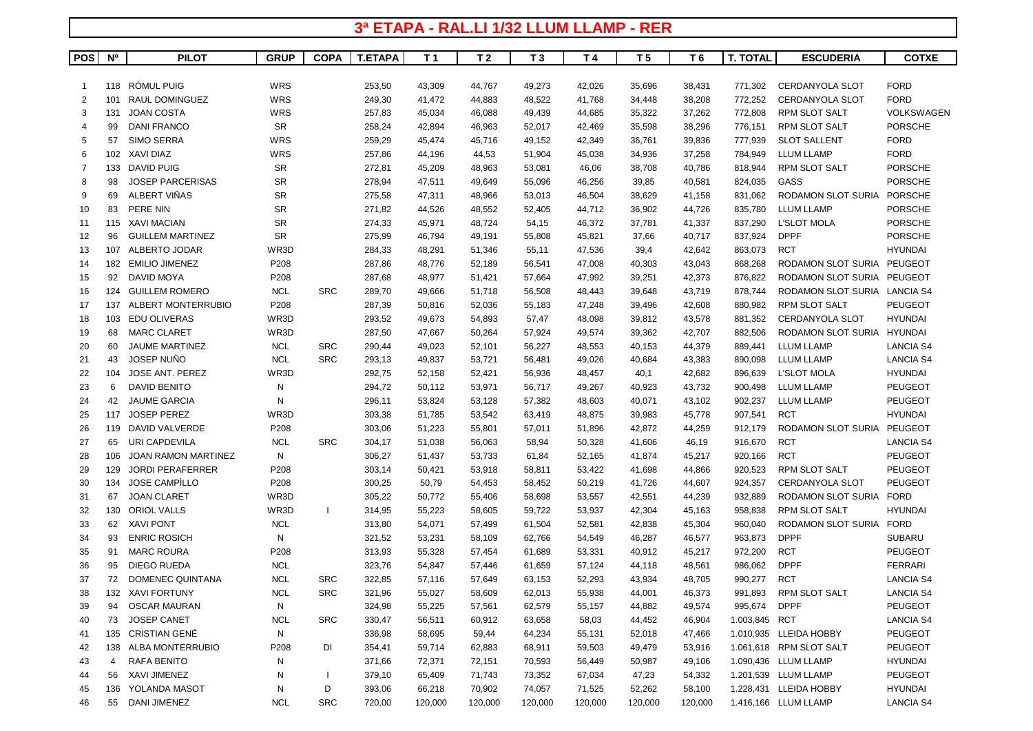# 3ª ETAPA - RAL.LI 1/32 LLUM LLAMP - RER

| POS | Nº | PILOT | GRUP | COPA | T.ETAPA | T 1 | T 2 | T 3 | T 4 | T 5 | T 6 | T. TOTAL | ESCUDERIA | COTXE |
|---|---|---|---|---|---|---|---|---|---|---|---|---|---|---|
| 1 | 118 | RÒMUL PUIG | WRS | | 253,50 | 43,309 | 44,767 | 49,273 | 42,026 | 35,696 | 38,431 | 771,302 | CERDANYOLA SLOT | FORD |
| 2 | 101 | RAUL DOMINGUEZ | WRS | | 249,30 | 41,472 | 44,883 | 48,522 | 41,768 | 34,448 | 38,208 | 772,252 | CERDANYOLA SLOT | FORD |
| 3 | 131 | JOAN COSTA | WRS | | 257,83 | 45,034 | 46,088 | 49,439 | 44,685 | 35,322 | 37,262 | 772,808 | RPM SLOT SALT | VOLKSWAGEN |
| 4 | 99 | DANI FRANCO | SR | | 258,24 | 42,894 | 46,963 | 52,017 | 42,469 | 35,598 | 38,296 | 776,151 | RPM SLOT SALT | PORSCHE |
| 5 | 57 | SIMO SERRA | WRS | | 259,29 | 45,474 | 45,716 | 49,152 | 42,349 | 36,761 | 39,836 | 777,939 | SLOT SALLENT | FORD |
| 6 | 102 | XAVI DIAZ | WRS | | 257,86 | 44,196 | 44,53 | 51,904 | 45,038 | 34,936 | 37,258 | 784,949 | LLUM LLAMP | FORD |
| 7 | 133 | DAVID PUIG | SR | | 272,81 | 45,209 | 48,963 | 53,081 | 46,06 | 38,708 | 40,786 | 818,944 | RPM SLOT SALT | PORSCHE |
| 8 | 98 | JOSEP PARCERISAS | SR | | 278,94 | 47,511 | 49,649 | 55,096 | 46,256 | 39,85 | 40,581 | 824,035 | GASS | PORSCHE |
| 9 | 69 | ALBERT VIÑAS | SR | | 275,58 | 47,311 | 48,966 | 53,013 | 46,504 | 38,629 | 41,158 | 831,062 | RODAMON SLOT SURIA | PORSCHE |
| 10 | 83 | PERE NIN | SR | | 271,82 | 44,526 | 48,552 | 52,405 | 44,712 | 36,902 | 44,726 | 835,780 | LLUM LLAMP | PORSCHE |
| 11 | 115 | XAVI MACIAN | SR | | 274,33 | 45,971 | 48,724 | 54,15 | 46,372 | 37,781 | 41,337 | 837,290 | L'SLOT MOLA | PORSCHE |
| 12 | 96 | GUILLEM MARTINEZ | SR | | 275,99 | 46,794 | 49,191 | 55,808 | 45,821 | 37,66 | 40,717 | 837,924 | DPPF | PORSCHE |
| 13 | 107 | ALBERTO JODAR | WR3D | | 284,33 | 48,291 | 51,346 | 55,11 | 47,536 | 39,4 | 42,642 | 863,073 | RCT | HYUNDAI |
| 14 | 182 | EMILIO JIMENEZ | P208 | | 287,86 | 48,776 | 52,189 | 56,541 | 47,008 | 40,303 | 43,043 | 868,268 | RODAMON SLOT SURIA | PEUGEOT |
| 15 | 92 | DAVID MOYA | P208 | | 287,68 | 48,977 | 51,421 | 57,664 | 47,992 | 39,251 | 42,373 | 876,822 | RODAMON SLOT SURIA | PEUGEOT |
| 16 | 124 | GUILLEM ROMERO | NCL | SRC | 289,70 | 49,666 | 51,718 | 56,508 | 48,443 | 39,648 | 43,719 | 878,744 | RODAMON SLOT SURIA | LANCIA S4 |
| 17 | 137 | ALBERT MONTERRUBIO | P208 | | 287,39 | 50,816 | 52,036 | 55,183 | 47,248 | 39,496 | 42,608 | 880,982 | RPM SLOT SALT | PEUGEOT |
| 18 | 103 | EDU OLIVERAS | WR3D | | 293,52 | 49,673 | 54,893 | 57,47 | 48,098 | 39,812 | 43,578 | 881,352 | CERDANYOLA SLOT | HYUNDAI |
| 19 | 68 | MARC CLARET | WR3D | | 287,50 | 47,667 | 50,264 | 57,924 | 49,574 | 39,362 | 42,707 | 882,506 | RODAMON SLOT SURIA | HYUNDAI |
| 20 | 60 | JAUME MARTINEZ | NCL | SRC | 290,44 | 49,023 | 52,101 | 56,227 | 48,553 | 40,153 | 44,379 | 889,441 | LLUM LLAMP | LANCIA S4 |
| 21 | 43 | JOSEP NUÑO | NCL | SRC | 293,13 | 49,837 | 53,721 | 56,481 | 49,026 | 40,684 | 43,383 | 890,098 | LLUM LLAMP | LANCIA S4 |
| 22 | 104 | JOSE ANT. PEREZ | WR3D | | 292,75 | 52,158 | 52,421 | 56,936 | 48,457 | 40,1 | 42,682 | 896,639 | L'SLOT MOLA | HYUNDAI |
| 23 | 6 | DAVID BENITO | N | | 294,72 | 50,112 | 53,971 | 56,717 | 49,267 | 40,923 | 43,732 | 900,498 | LLUM LLAMP | PEUGEOT |
| 24 | 42 | JAUME GARCIA | N | | 296,11 | 53,824 | 53,128 | 57,382 | 48,603 | 40,071 | 43,102 | 902,237 | LLUM LLAMP | PEUGEOT |
| 25 | 117 | JOSEP PEREZ | WR3D | | 303,38 | 51,785 | 53,542 | 63,419 | 48,875 | 39,983 | 45,778 | 907,541 | RCT | HYUNDAI |
| 26 | 119 | DAVID VALVERDE | P208 | | 303,06 | 51,223 | 55,801 | 57,011 | 51,896 | 42,872 | 44,259 | 912,179 | RODAMON SLOT SURIA | PEUGEOT |
| 27 | 65 | URI CAPDEVILA | NCL | SRC | 304,17 | 51,038 | 56,063 | 58,94 | 50,328 | 41,606 | 46,19 | 916,670 | RCT | LANCIA S4 |
| 28 | 106 | JOAN RAMON MARTINEZ | N | | 306,27 | 51,437 | 53,733 | 61,84 | 52,165 | 41,874 | 45,217 | 920,166 | RCT | PEUGEOT |
| 29 | 129 | JORDI PERAFERRER | P208 | | 303,14 | 50,421 | 53,918 | 58,811 | 53,422 | 41,698 | 44,866 | 920,523 | RPM SLOT SALT | PEUGEOT |
| 30 | 134 | JOSE CAMPÌLLO | P208 | | 300,25 | 50,79 | 54,453 | 58,452 | 50,219 | 41,726 | 44,607 | 924,357 | CERDANYOLA SLOT | PEUGEOT |
| 31 | 67 | JOAN CLARET | WR3D | | 305,22 | 50,772 | 55,406 | 58,698 | 53,557 | 42,551 | 44,239 | 932,889 | RODAMON SLOT SURIA | FORD |
| 32 | 130 | ORIOL VALLS | WR3D | I | 314,95 | 55,223 | 58,605 | 59,722 | 53,937 | 42,304 | 45,163 | 958,838 | RPM SLOT SALT | HYUNDAI |
| 33 | 62 | XAVI PONT | NCL | | 313,80 | 54,071 | 57,499 | 61,504 | 52,581 | 42,838 | 45,304 | 960,040 | RODAMON SLOT SURIA | FORD |
| 34 | 93 | ENRIC ROSICH | N | | 321,52 | 53,231 | 58,109 | 62,766 | 54,549 | 46,287 | 46,577 | 963,873 | DPPF | SUBARU |
| 35 | 91 | MARC ROURA | P208 | | 313,93 | 55,328 | 57,454 | 61,689 | 53,331 | 40,912 | 45,217 | 972,200 | RCT | PEUGEOT |
| 36 | 95 | DIEGO RUEDA | NCL | | 323,76 | 54,847 | 57,446 | 61,659 | 57,124 | 44,118 | 48,561 | 986,062 | DPPF | FERRARI |
| 37 | 72 | DOMENEC QUINTANA | NCL | SRC | 322,85 | 57,116 | 57,649 | 63,153 | 52,293 | 43,934 | 48,705 | 990,277 | RCT | LANCIA S4 |
| 38 | 132 | XAVI FORTUNY | NCL | SRC | 321,96 | 55,027 | 58,609 | 62,013 | 55,938 | 44,001 | 46,373 | 991,893 | RPM SLOT SALT | LANCIA S4 |
| 39 | 94 | OSCAR MAURAN | N | | 324,98 | 55,225 | 57,561 | 62,579 | 55,157 | 44,882 | 49,574 | 995,674 | DPPF | PEUGEOT |
| 40 | 73 | JOSEP CANET | NCL | SRC | 330,47 | 56,511 | 60,912 | 63,658 | 58,03 | 44,452 | 46,904 | 1.003,845 | RCT | LANCIA S4 |
| 41 | 135 | CRISTIAN GENÉ | N | | 336,98 | 58,695 | 59,44 | 64,234 | 55,131 | 52,018 | 47,466 | 1.010,935 | LLEIDA HOBBY | PEUGEOT |
| 42 | 138 | ALBA MONTERRUBIO | P208 | DI | 354,41 | 59,714 | 62,883 | 68,911 | 59,503 | 49,479 | 53,916 | 1.061,618 | RPM SLOT SALT | PEUGEOT |
| 43 | 4 | RAFA BENITO | N | | 371,66 | 72,371 | 72,151 | 70,593 | 56,449 | 50,987 | 49,106 | 1.090,436 | LLUM LLAMP | HYUNDAI |
| 44 | 56 | XAVI JIMENEZ | N | I | 379,10 | 65,409 | 71,743 | 73,352 | 67,034 | 47,23 | 54,332 | 1.201,539 | LLUM LLAMP | PEUGEOT |
| 45 | 136 | YOLANDA MASOT | N | D | 393,06 | 66,218 | 70,902 | 74,057 | 71,525 | 52,262 | 58,100 | 1.228,431 | LLEIDA HOBBY | HYUNDAI |
| 46 | 55 | DANI JIMENEZ | NCL | SRC | 720,00 | 120,000 | 120,000 | 120,000 | 120,000 | 120,000 | 120,000 | 1.416,166 | LLUM LLAMP | LANCIA S4 |